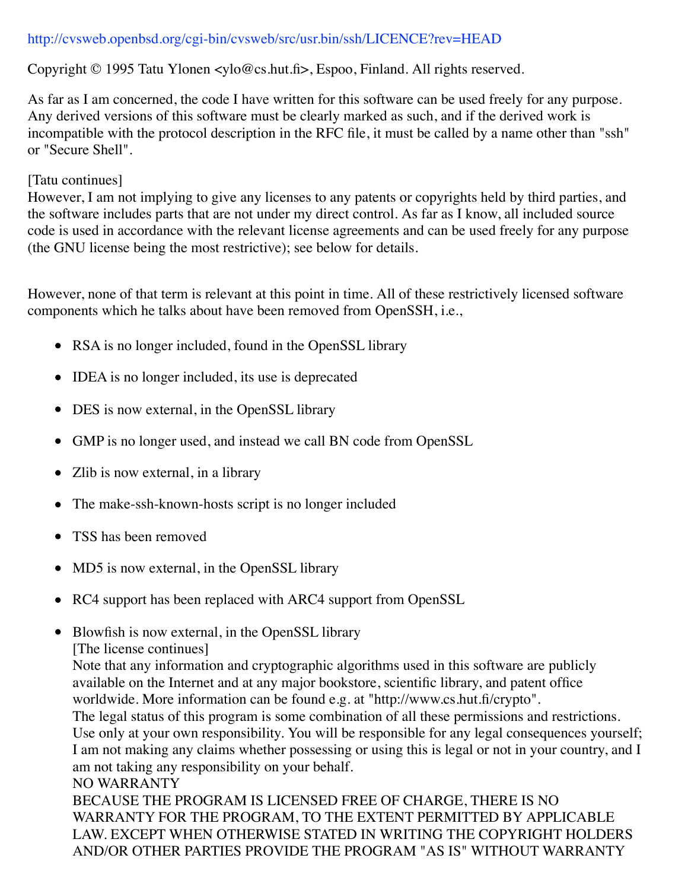http://cvsweb.openbsd.org/cgi-bin/cvsweb/src/usr.bin/ssh/LICENCE?rev=HEAD

Copyright © 1995 Tatu Ylonen <ylo@cs.hut.fi>, Espoo, Finland. All rights reserved.

As far as I am concerned, the code I have written for this software can be used freely for any purpose. Any derived versions of this software must be clearly marked as such, and if the derived work is incompatible with the protocol description in the RFC file, it must be called by a name other than "ssh" or "Secure Shell".

[Tatu continues]
However, I am not implying to give any licenses to any patents or copyrights held by third parties, and the software includes parts that are not under my direct control. As far as I know, all included source code is used in accordance with the relevant license agreements and can be used freely for any purpose (the GNU license being the most restrictive); see below for details.

However, none of that term is relevant at this point in time. All of these restrictively licensed software components which he talks about have been removed from OpenSSH, i.e.,

- RSA is no longer included, found in the OpenSSL library
- IDEA is no longer included, its use is deprecated
- DES is now external, in the OpenSSL library
- GMP is no longer used, and instead we call BN code from OpenSSL
- Zlib is now external, in a library
- The make-ssh-known-hosts script is no longer included
- TSS has been removed
- MD5 is now external, in the OpenSSL library
- RC4 support has been replaced with ARC4 support from OpenSSL
- Blowfish is now external, in the OpenSSL library
  [The license continues]
  Note that any information and cryptographic algorithms used in this software are publicly available on the Internet and at any major bookstore, scientific library, and patent office worldwide. More information can be found e.g. at "http://www.cs.hut.fi/crypto".
  The legal status of this program is some combination of all these permissions and restrictions. Use only at your own responsibility. You will be responsible for any legal consequences yourself; I am not making any claims whether possessing or using this is legal or not in your country, and I am not taking any responsibility on your behalf.
  NO WARRANTY
  BECAUSE THE PROGRAM IS LICENSED FREE OF CHARGE, THERE IS NO WARRANTY FOR THE PROGRAM, TO THE EXTENT PERMITTED BY APPLICABLE LAW. EXCEPT WHEN OTHERWISE STATED IN WRITING THE COPYRIGHT HOLDERS AND/OR OTHER PARTIES PROVIDE THE PROGRAM "AS IS" WITHOUT WARRANTY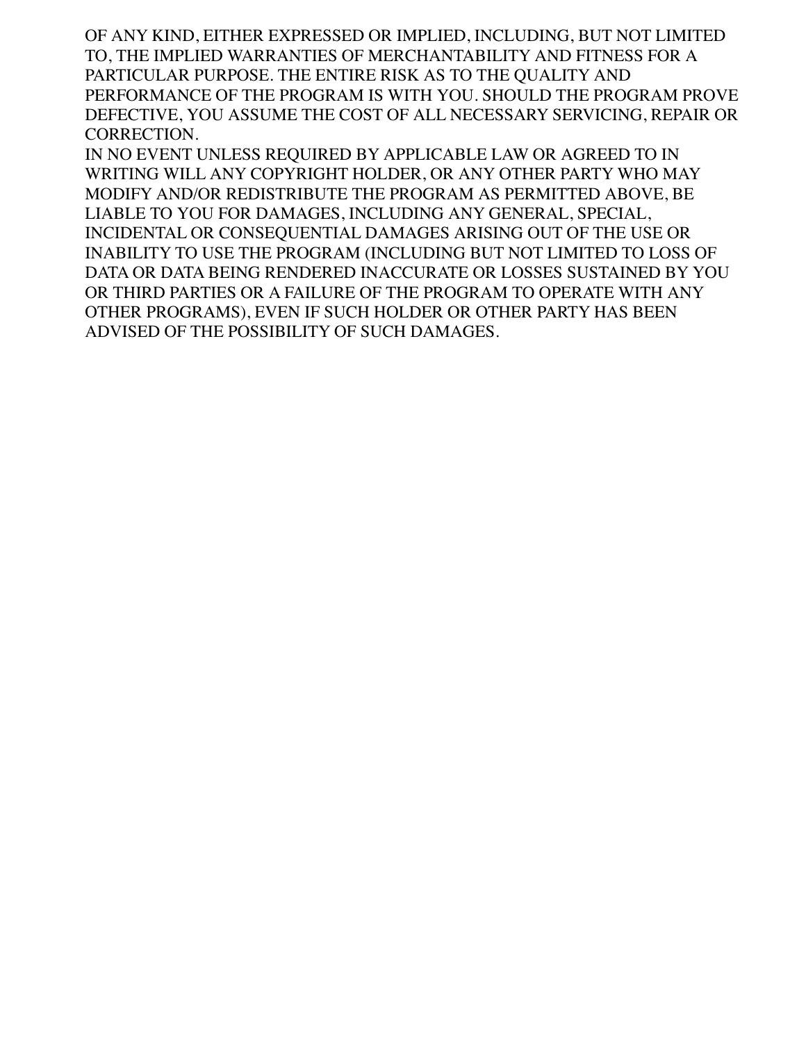OF ANY KIND, EITHER EXPRESSED OR IMPLIED, INCLUDING, BUT NOT LIMITED TO, THE IMPLIED WARRANTIES OF MERCHANTABILITY AND FITNESS FOR A PARTICULAR PURPOSE. THE ENTIRE RISK AS TO THE QUALITY AND PERFORMANCE OF THE PROGRAM IS WITH YOU. SHOULD THE PROGRAM PROVE DEFECTIVE, YOU ASSUME THE COST OF ALL NECESSARY SERVICING, REPAIR OR CORRECTION.

IN NO EVENT UNLESS REQUIRED BY APPLICABLE LAW OR AGREED TO IN WRITING WILL ANY COPYRIGHT HOLDER, OR ANY OTHER PARTY WHO MAY MODIFY AND/OR REDISTRIBUTE THE PROGRAM AS PERMITTED ABOVE, BE LIABLE TO YOU FOR DAMAGES, INCLUDING ANY GENERAL, SPECIAL, INCIDENTAL OR CONSEQUENTIAL DAMAGES ARISING OUT OF THE USE OR INABILITY TO USE THE PROGRAM (INCLUDING BUT NOT LIMITED TO LOSS OF DATA OR DATA BEING RENDERED INACCURATE OR LOSSES SUSTAINED BY YOU OR THIRD PARTIES OR A FAILURE OF THE PROGRAM TO OPERATE WITH ANY OTHER PROGRAMS), EVEN IF SUCH HOLDER OR OTHER PARTY HAS BEEN ADVISED OF THE POSSIBILITY OF SUCH DAMAGES.